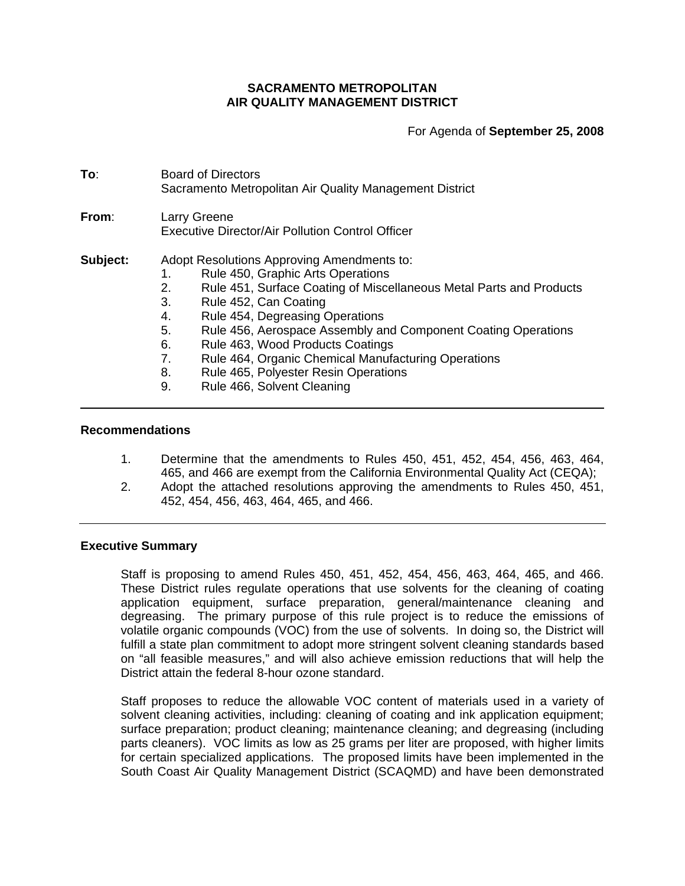**SACRAMENTO METROPOLITAN**
**AIR QUALITY MANAGEMENT DISTRICT**

For Agenda of **September 25, 2008**

**To**: Board of Directors
Sacramento Metropolitan Air Quality Management District

**From**: Larry Greene
Executive Director/Air Pollution Control Officer

**Subject:** Adopt Resolutions Approving Amendments to:

1. Rule 450, Graphic Arts Operations
2. Rule 451, Surface Coating of Miscellaneous Metal Parts and Products
3. Rule 452, Can Coating
4. Rule 454, Degreasing Operations
5. Rule 456, Aerospace Assembly and Component Coating Operations
6. Rule 463, Wood Products Coatings
7. Rule 464, Organic Chemical Manufacturing Operations
8. Rule 465, Polyester Resin Operations
9. Rule 466, Solvent Cleaning

---

## Recommendations

1. Determine that the amendments to Rules 450, 451, 452, 454, 456, 463, 464, 465, and 466 are exempt from the California Environmental Quality Act (CEQA);
2. Adopt the attached resolutions approving the amendments to Rules 450, 451, 452, 454, 456, 463, 464, 465, and 466.

---

## Executive Summary

Staff is proposing to amend Rules 450, 451, 452, 454, 456, 463, 464, 465, and 466. These District rules regulate operations that use solvents for the cleaning of coating application equipment, surface preparation, general/maintenance cleaning and degreasing. The primary purpose of this rule project is to reduce the emissions of volatile organic compounds (VOC) from the use of solvents. In doing so, the District will fulfill a state plan commitment to adopt more stringent solvent cleaning standards based on "all feasible measures," and will also achieve emission reductions that will help the District attain the federal 8-hour ozone standard.

Staff proposes to reduce the allowable VOC content of materials used in a variety of solvent cleaning activities, including: cleaning of coating and ink application equipment; surface preparation; product cleaning; maintenance cleaning; and degreasing (including parts cleaners). VOC limits as low as 25 grams per liter are proposed, with higher limits for certain specialized applications. The proposed limits have been implemented in the South Coast Air Quality Management District (SCAQMD) and have been demonstrated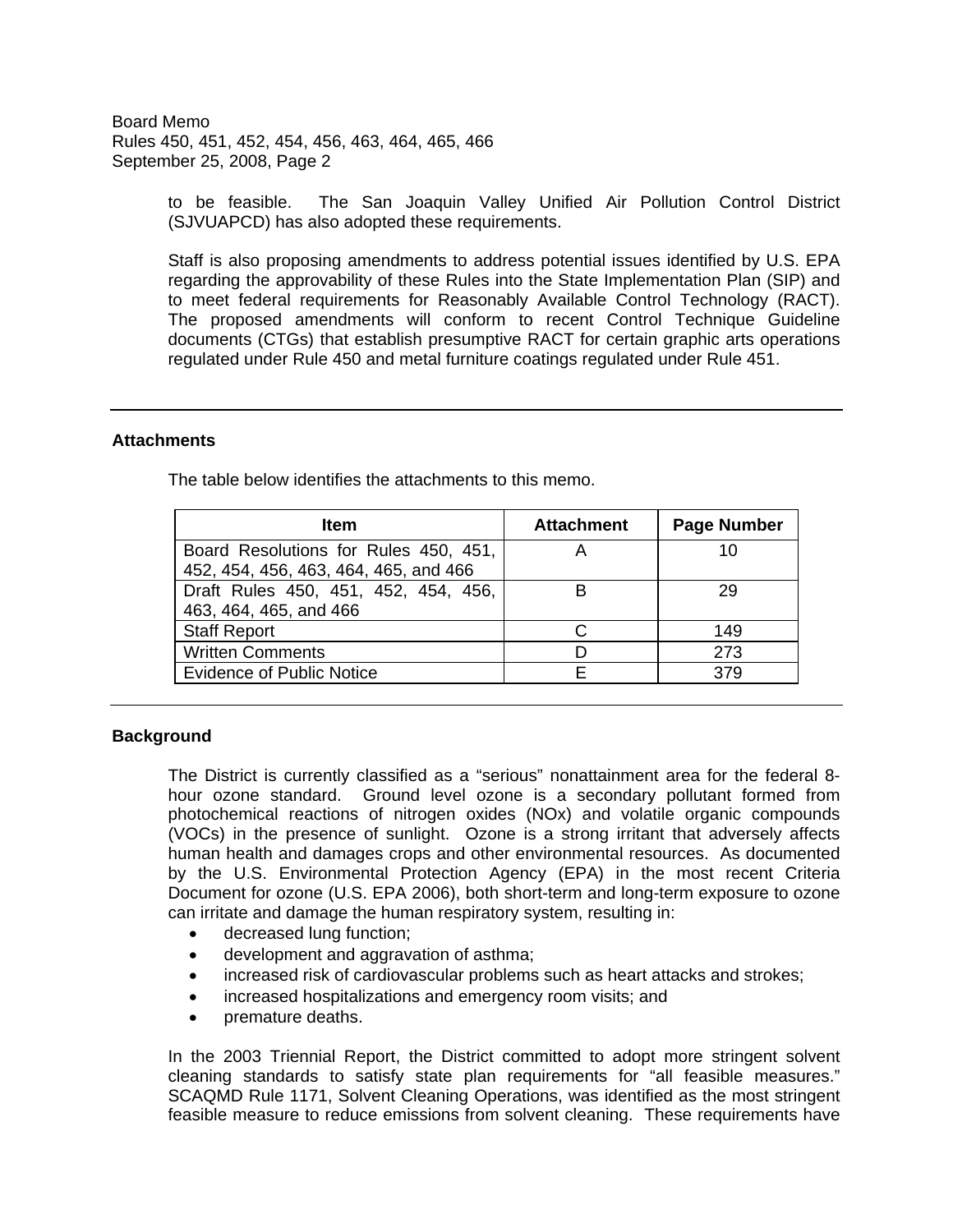to be feasible. The San Joaquin Valley Unified Air Pollution Control District (SJVUAPCD) has also adopted these requirements.

Staff is also proposing amendments to address potential issues identified by U.S. EPA regarding the approvability of these Rules into the State Implementation Plan (SIP) and to meet federal requirements for Reasonably Available Control Technology (RACT). The proposed amendments will conform to recent Control Technique Guideline documents (CTGs) that establish presumptive RACT for certain graphic arts operations regulated under Rule 450 and metal furniture coatings regulated under Rule 451.

## Attachments

The table below identifies the attachments to this memo.

| Item | Attachment | Page Number |
|---|---|---|
| Board Resolutions for Rules 450, 451, 452, 454, 456, 463, 464, 465, and 466 | A | 10 |
| Draft Rules 450, 451, 452, 454, 456, 463, 464, 465, and 466 | B | 29 |
| Staff Report | C | 149 |
| Written Comments | D | 273 |
| Evidence of Public Notice | E | 379 |

## Background

The District is currently classified as a "serious" nonattainment area for the federal 8-hour ozone standard. Ground level ozone is a secondary pollutant formed from photochemical reactions of nitrogen oxides (NOx) and volatile organic compounds (VOCs) in the presence of sunlight. Ozone is a strong irritant that adversely affects human health and damages crops and other environmental resources. As documented by the U.S. Environmental Protection Agency (EPA) in the most recent Criteria Document for ozone (U.S. EPA 2006), both short-term and long-term exposure to ozone can irritate and damage the human respiratory system, resulting in:

- decreased lung function;
- development and aggravation of asthma;
- increased risk of cardiovascular problems such as heart attacks and strokes;
- increased hospitalizations and emergency room visits; and
- premature deaths.

In the 2003 Triennial Report, the District committed to adopt more stringent solvent cleaning standards to satisfy state plan requirements for "all feasible measures." SCAQMD Rule 1171, Solvent Cleaning Operations, was identified as the most stringent feasible measure to reduce emissions from solvent cleaning. These requirements have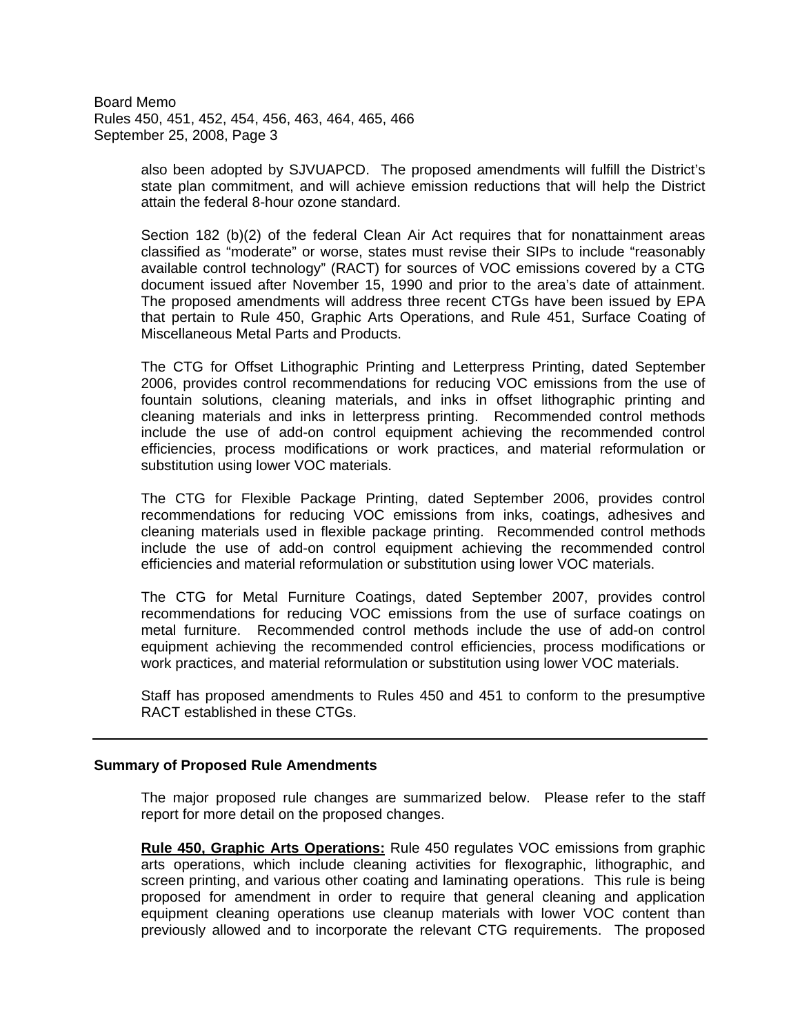also been adopted by SJVUAPCD. The proposed amendments will fulfill the District's state plan commitment, and will achieve emission reductions that will help the District attain the federal 8-hour ozone standard.

Section 182 (b)(2) of the federal Clean Air Act requires that for nonattainment areas classified as "moderate" or worse, states must revise their SIPs to include "reasonably available control technology" (RACT) for sources of VOC emissions covered by a CTG document issued after November 15, 1990 and prior to the area's date of attainment. The proposed amendments will address three recent CTGs have been issued by EPA that pertain to Rule 450, Graphic Arts Operations, and Rule 451, Surface Coating of Miscellaneous Metal Parts and Products.

The CTG for Offset Lithographic Printing and Letterpress Printing, dated September 2006, provides control recommendations for reducing VOC emissions from the use of fountain solutions, cleaning materials, and inks in offset lithographic printing and cleaning materials and inks in letterpress printing. Recommended control methods include the use of add-on control equipment achieving the recommended control efficiencies, process modifications or work practices, and material reformulation or substitution using lower VOC materials.

The CTG for Flexible Package Printing, dated September 2006, provides control recommendations for reducing VOC emissions from inks, coatings, adhesives and cleaning materials used in flexible package printing. Recommended control methods include the use of add-on control equipment achieving the recommended control efficiencies and material reformulation or substitution using lower VOC materials.

The CTG for Metal Furniture Coatings, dated September 2007, provides control recommendations for reducing VOC emissions from the use of surface coatings on metal furniture. Recommended control methods include the use of add-on control equipment achieving the recommended control efficiencies, process modifications or work practices, and material reformulation or substitution using lower VOC materials.

Staff has proposed amendments to Rules 450 and 451 to conform to the presumptive RACT established in these CTGs.

---

**Summary of Proposed Rule Amendments**

The major proposed rule changes are summarized below. Please refer to the staff report for more detail on the proposed changes.

**Rule 450, Graphic Arts Operations:** Rule 450 regulates VOC emissions from graphic arts operations, which include cleaning activities for flexographic, lithographic, and screen printing, and various other coating and laminating operations. This rule is being proposed for amendment in order to require that general cleaning and application equipment cleaning operations use cleanup materials with lower VOC content than previously allowed and to incorporate the relevant CTG requirements. The proposed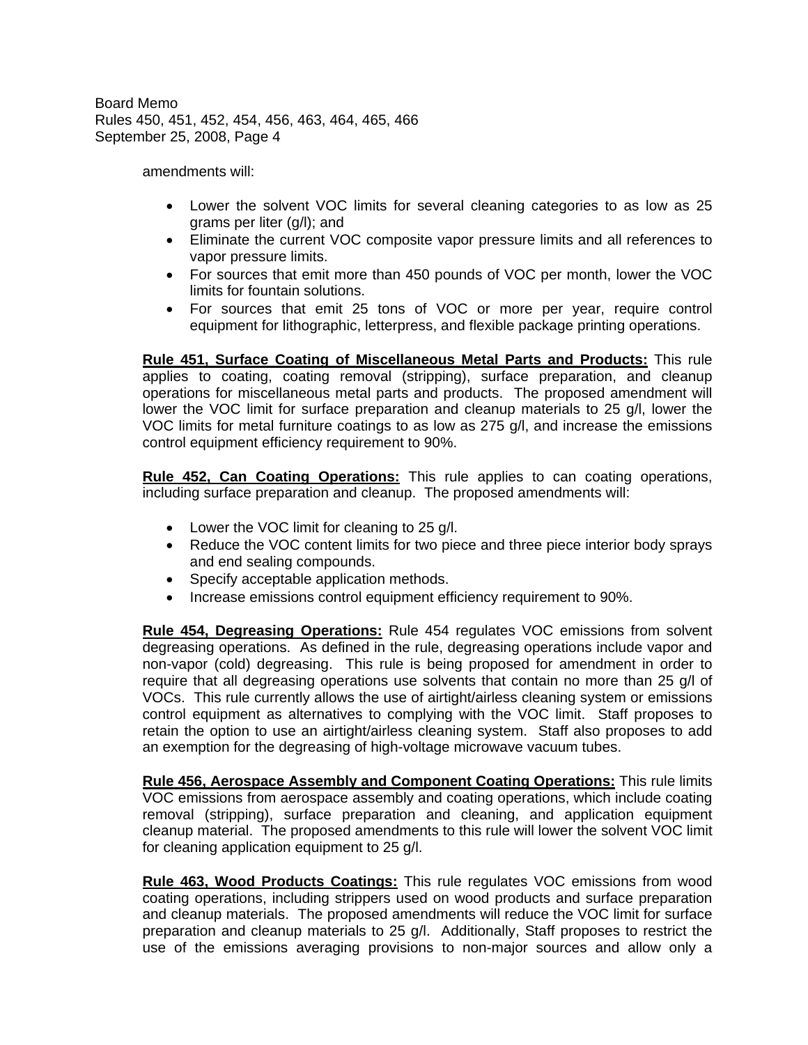amendments will:

- Lower the solvent VOC limits for several cleaning categories to as low as 25 grams per liter (g/l); and
- Eliminate the current VOC composite vapor pressure limits and all references to vapor pressure limits.
- For sources that emit more than 450 pounds of VOC per month, lower the VOC limits for fountain solutions.
- For sources that emit 25 tons of VOC or more per year, require control equipment for lithographic, letterpress, and flexible package printing operations.

**Rule 451, Surface Coating of Miscellaneous Metal Parts and Products:** This rule applies to coating, coating removal (stripping), surface preparation, and cleanup operations for miscellaneous metal parts and products. The proposed amendment will lower the VOC limit for surface preparation and cleanup materials to 25 g/l, lower the VOC limits for metal furniture coatings to as low as 275 g/l, and increase the emissions control equipment efficiency requirement to 90%.

**Rule 452, Can Coating Operations:** This rule applies to can coating operations, including surface preparation and cleanup. The proposed amendments will:

- Lower the VOC limit for cleaning to 25 g/l.
- Reduce the VOC content limits for two piece and three piece interior body sprays and end sealing compounds.
- Specify acceptable application methods.
- Increase emissions control equipment efficiency requirement to 90%.

**Rule 454, Degreasing Operations:** Rule 454 regulates VOC emissions from solvent degreasing operations. As defined in the rule, degreasing operations include vapor and non-vapor (cold) degreasing. This rule is being proposed for amendment in order to require that all degreasing operations use solvents that contain no more than 25 g/l of VOCs. This rule currently allows the use of airtight/airless cleaning system or emissions control equipment as alternatives to complying with the VOC limit. Staff proposes to retain the option to use an airtight/airless cleaning system. Staff also proposes to add an exemption for the degreasing of high-voltage microwave vacuum tubes.

**Rule 456, Aerospace Assembly and Component Coating Operations:** This rule limits VOC emissions from aerospace assembly and coating operations, which include coating removal (stripping), surface preparation and cleaning, and application equipment cleanup material. The proposed amendments to this rule will lower the solvent VOC limit for cleaning application equipment to 25 g/l.

**Rule 463, Wood Products Coatings:** This rule regulates VOC emissions from wood coating operations, including strippers used on wood products and surface preparation and cleanup materials. The proposed amendments will reduce the VOC limit for surface preparation and cleanup materials to 25 g/l. Additionally, Staff proposes to restrict the use of the emissions averaging provisions to non-major sources and allow only a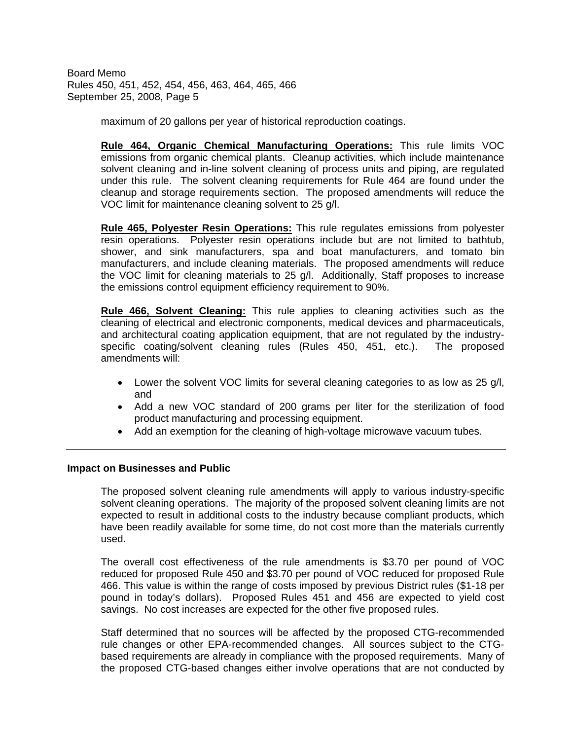maximum of 20 gallons per year of historical reproduction coatings.

**Rule 464, Organic Chemical Manufacturing Operations:** This rule limits VOC emissions from organic chemical plants. Cleanup activities, which include maintenance solvent cleaning and in-line solvent cleaning of process units and piping, are regulated under this rule. The solvent cleaning requirements for Rule 464 are found under the cleanup and storage requirements section. The proposed amendments will reduce the VOC limit for maintenance cleaning solvent to 25 g/l.

**Rule 465, Polyester Resin Operations:** This rule regulates emissions from polyester resin operations. Polyester resin operations include but are not limited to bathtub, shower, and sink manufacturers, spa and boat manufacturers, and tomato bin manufacturers, and include cleaning materials. The proposed amendments will reduce the VOC limit for cleaning materials to 25 g/l. Additionally, Staff proposes to increase the emissions control equipment efficiency requirement to 90%.

**Rule 466, Solvent Cleaning:** This rule applies to cleaning activities such as the cleaning of electrical and electronic components, medical devices and pharmaceuticals, and architectural coating application equipment, that are not regulated by the industry-specific coating/solvent cleaning rules (Rules 450, 451, etc.). The proposed amendments will:

- Lower the solvent VOC limits for several cleaning categories to as low as 25 g/l, and
- Add a new VOC standard of 200 grams per liter for the sterilization of food product manufacturing and processing equipment.
- Add an exemption for the cleaning of high-voltage microwave vacuum tubes.

---

### Impact on Businesses and Public

The proposed solvent cleaning rule amendments will apply to various industry-specific solvent cleaning operations. The majority of the proposed solvent cleaning limits are not expected to result in additional costs to the industry because compliant products, which have been readily available for some time, do not cost more than the materials currently used.

The overall cost effectiveness of the rule amendments is $3.70 per pound of VOC reduced for proposed Rule 450 and $3.70 per pound of VOC reduced for proposed Rule 466. This value is within the range of costs imposed by previous District rules ($1-18 per pound in today's dollars). Proposed Rules 451 and 456 are expected to yield cost savings. No cost increases are expected for the other five proposed rules.

Staff determined that no sources will be affected by the proposed CTG-recommended rule changes or other EPA-recommended changes. All sources subject to the CTG-based requirements are already in compliance with the proposed requirements. Many of the proposed CTG-based changes either involve operations that are not conducted by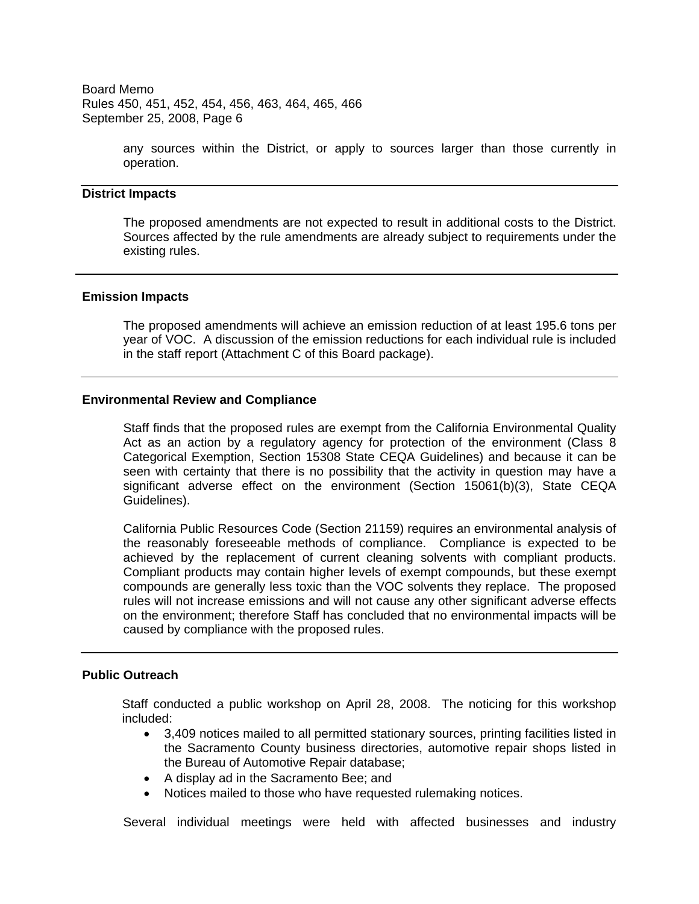any sources within the District, or apply to sources larger than those currently in operation.

## District Impacts

The proposed amendments are not expected to result in additional costs to the District. Sources affected by the rule amendments are already subject to requirements under the existing rules.

## Emission Impacts

The proposed amendments will achieve an emission reduction of at least 195.6 tons per year of VOC. A discussion of the emission reductions for each individual rule is included in the staff report (Attachment C of this Board package).

## Environmental Review and Compliance

Staff finds that the proposed rules are exempt from the California Environmental Quality Act as an action by a regulatory agency for protection of the environment (Class 8 Categorical Exemption, Section 15308 State CEQA Guidelines) and because it can be seen with certainty that there is no possibility that the activity in question may have a significant adverse effect on the environment (Section 15061(b)(3), State CEQA Guidelines).

California Public Resources Code (Section 21159) requires an environmental analysis of the reasonably foreseeable methods of compliance. Compliance is expected to be achieved by the replacement of current cleaning solvents with compliant products. Compliant products may contain higher levels of exempt compounds, but these exempt compounds are generally less toxic than the VOC solvents they replace. The proposed rules will not increase emissions and will not cause any other significant adverse effects on the environment; therefore Staff has concluded that no environmental impacts will be caused by compliance with the proposed rules.

## Public Outreach

Staff conducted a public workshop on April 28, 2008. The noticing for this workshop included:

- 3,409 notices mailed to all permitted stationary sources, printing facilities listed in the Sacramento County business directories, automotive repair shops listed in the Bureau of Automotive Repair database;
- A display ad in the Sacramento Bee; and
- Notices mailed to those who have requested rulemaking notices.

Several individual meetings were held with affected businesses and industry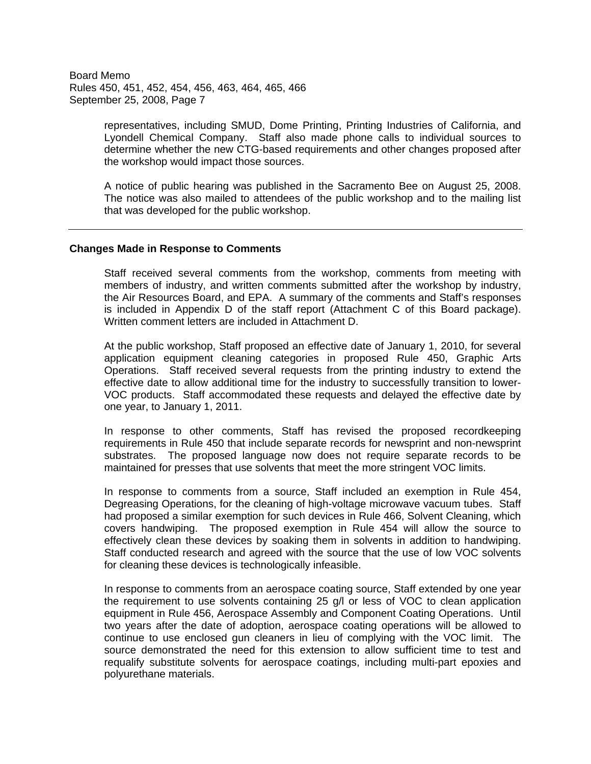representatives, including SMUD, Dome Printing, Printing Industries of California, and Lyondell Chemical Company. Staff also made phone calls to individual sources to determine whether the new CTG-based requirements and other changes proposed after the workshop would impact those sources.

A notice of public hearing was published in the Sacramento Bee on August 25, 2008. The notice was also mailed to attendees of the public workshop and to the mailing list that was developed for the public workshop.

---

**Changes Made in Response to Comments**

Staff received several comments from the workshop, comments from meeting with members of industry, and written comments submitted after the workshop by industry, the Air Resources Board, and EPA. A summary of the comments and Staff's responses is included in Appendix D of the staff report (Attachment C of this Board package). Written comment letters are included in Attachment D.

At the public workshop, Staff proposed an effective date of January 1, 2010, for several application equipment cleaning categories in proposed Rule 450, Graphic Arts Operations. Staff received several requests from the printing industry to extend the effective date to allow additional time for the industry to successfully transition to lower-VOC products. Staff accommodated these requests and delayed the effective date by one year, to January 1, 2011.

In response to other comments, Staff has revised the proposed recordkeeping requirements in Rule 450 that include separate records for newsprint and non-newsprint substrates. The proposed language now does not require separate records to be maintained for presses that use solvents that meet the more stringent VOC limits.

In response to comments from a source, Staff included an exemption in Rule 454, Degreasing Operations, for the cleaning of high-voltage microwave vacuum tubes. Staff had proposed a similar exemption for such devices in Rule 466, Solvent Cleaning, which covers handwiping. The proposed exemption in Rule 454 will allow the source to effectively clean these devices by soaking them in solvents in addition to handwiping. Staff conducted research and agreed with the source that the use of low VOC solvents for cleaning these devices is technologically infeasible.

In response to comments from an aerospace coating source, Staff extended by one year the requirement to use solvents containing 25 g/l or less of VOC to clean application equipment in Rule 456, Aerospace Assembly and Component Coating Operations. Until two years after the date of adoption, aerospace coating operations will be allowed to continue to use enclosed gun cleaners in lieu of complying with the VOC limit. The source demonstrated the need for this extension to allow sufficient time to test and requalify substitute solvents for aerospace coatings, including multi-part epoxies and polyurethane materials.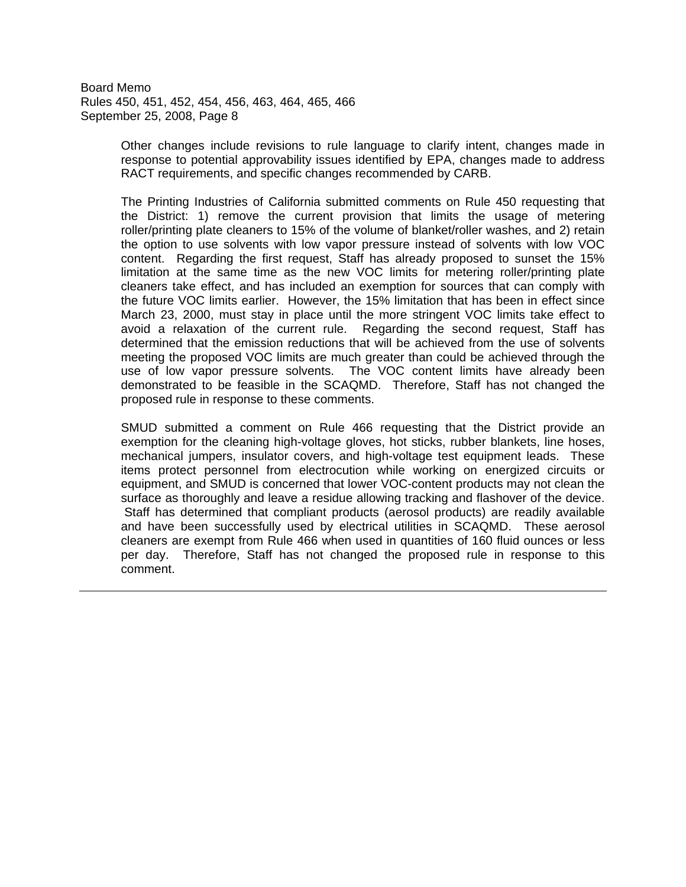Other changes include revisions to rule language to clarify intent, changes made in response to potential approvability issues identified by EPA, changes made to address RACT requirements, and specific changes recommended by CARB.

The Printing Industries of California submitted comments on Rule 450 requesting that the District: 1) remove the current provision that limits the usage of metering roller/printing plate cleaners to 15% of the volume of blanket/roller washes, and 2) retain the option to use solvents with low vapor pressure instead of solvents with low VOC content. Regarding the first request, Staff has already proposed to sunset the 15% limitation at the same time as the new VOC limits for metering roller/printing plate cleaners take effect, and has included an exemption for sources that can comply with the future VOC limits earlier. However, the 15% limitation that has been in effect since March 23, 2000, must stay in place until the more stringent VOC limits take effect to avoid a relaxation of the current rule. Regarding the second request, Staff has determined that the emission reductions that will be achieved from the use of solvents meeting the proposed VOC limits are much greater than could be achieved through the use of low vapor pressure solvents. The VOC content limits have already been demonstrated to be feasible in the SCAQMD. Therefore, Staff has not changed the proposed rule in response to these comments.

SMUD submitted a comment on Rule 466 requesting that the District provide an exemption for the cleaning high-voltage gloves, hot sticks, rubber blankets, line hoses, mechanical jumpers, insulator covers, and high-voltage test equipment leads. These items protect personnel from electrocution while working on energized circuits or equipment, and SMUD is concerned that lower VOC-content products may not clean the surface as thoroughly and leave a residue allowing tracking and flashover of the device. Staff has determined that compliant products (aerosol products) are readily available and have been successfully used by electrical utilities in SCAQMD. These aerosol cleaners are exempt from Rule 466 when used in quantities of 160 fluid ounces or less per day. Therefore, Staff has not changed the proposed rule in response to this comment.

---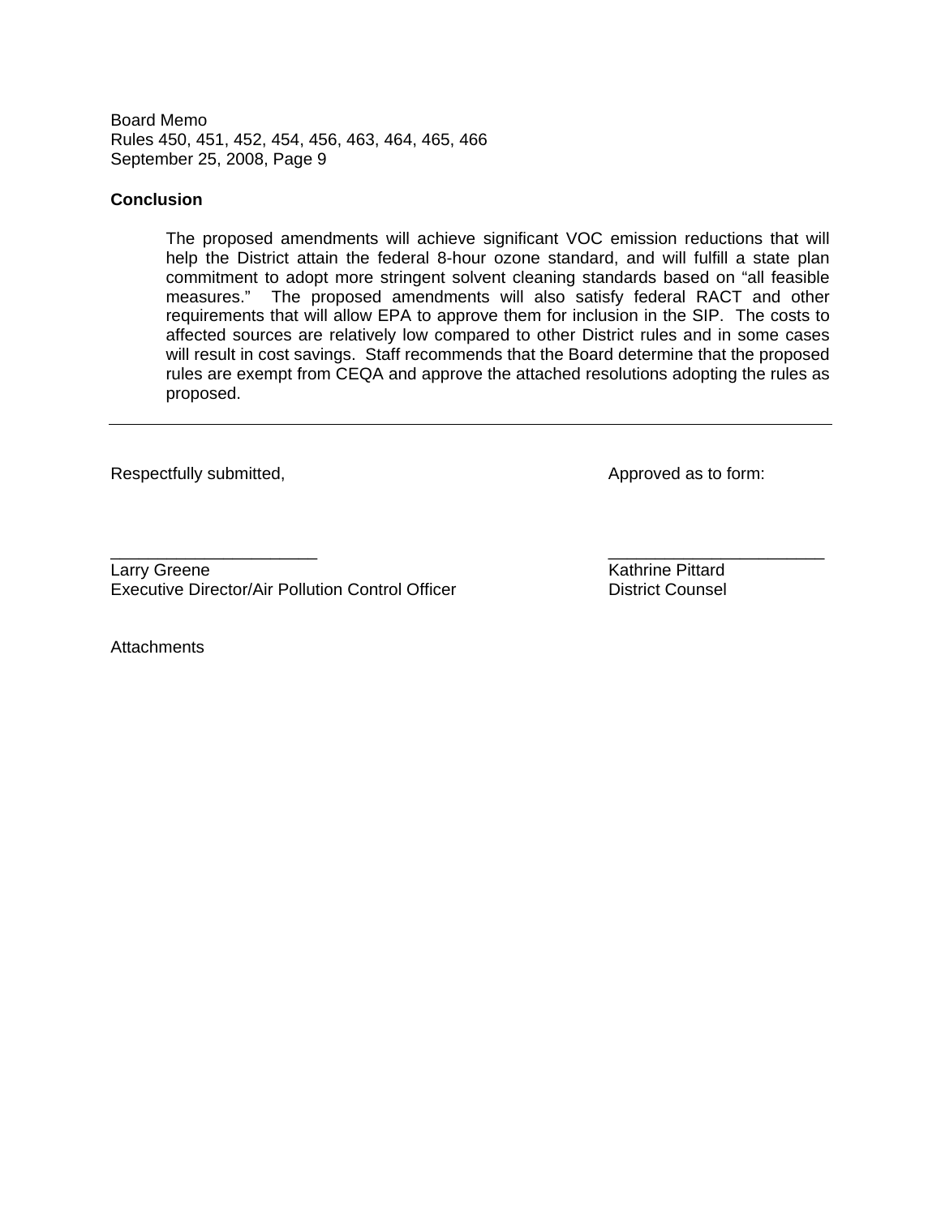**Conclusion**

The proposed amendments will achieve significant VOC emission reductions that will help the District attain the federal 8-hour ozone standard, and will fulfill a state plan commitment to adopt more stringent solvent cleaning standards based on "all feasible measures." The proposed amendments will also satisfy federal RACT and other requirements that will allow EPA to approve them for inclusion in the SIP. The costs to affected sources are relatively low compared to other District rules and in some cases will result in cost savings. Staff recommends that the Board determine that the proposed rules are exempt from CEQA and approve the attached resolutions adopting the rules as proposed.

---

| | |
|---|---|
| Respectfully submitted, | Approved as to form: |
| _______________________ | _______________________ |
| Larry Greene | Kathrine Pittard |
| Executive Director/Air Pollution Control Officer | District Counsel |

Attachments